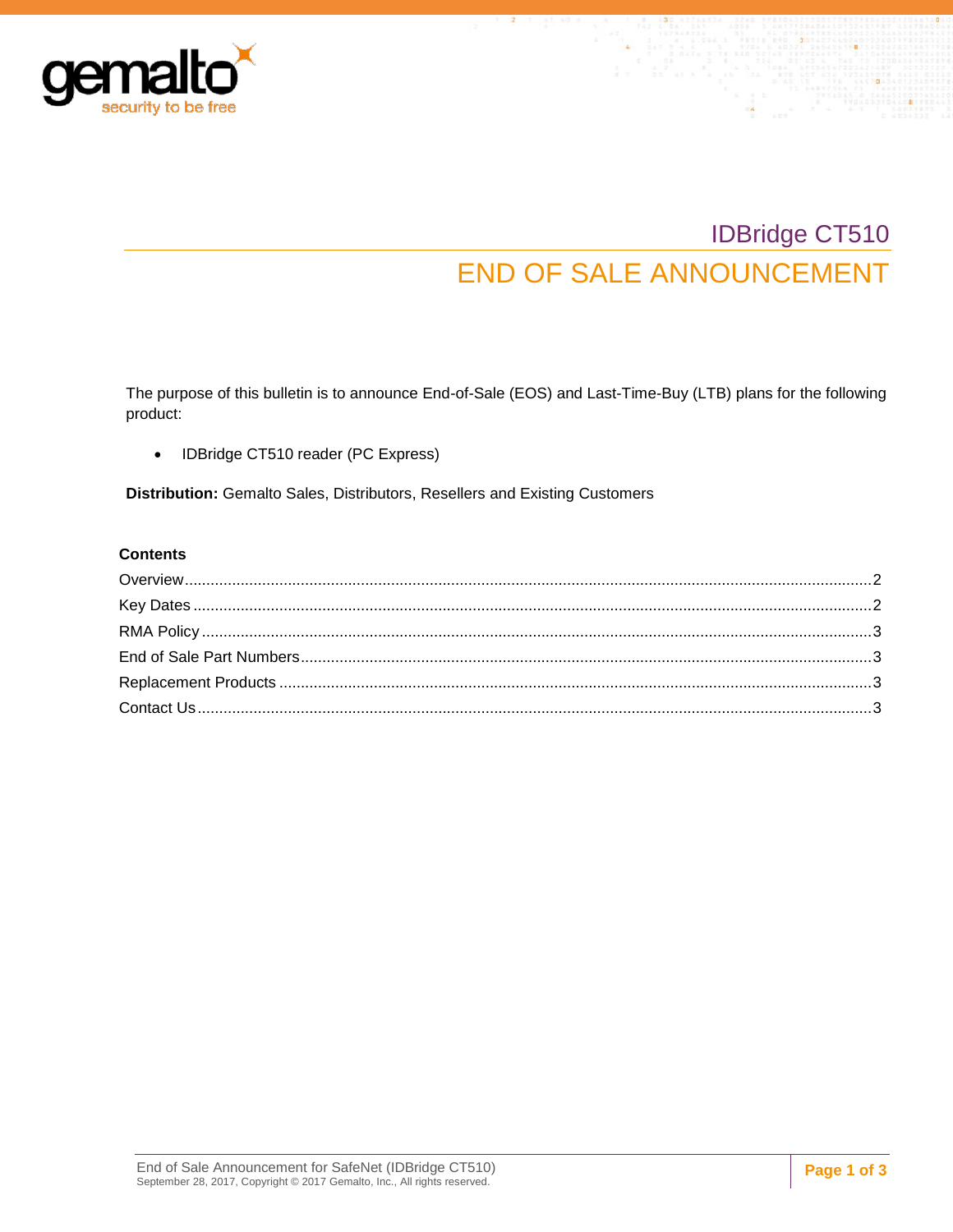# IDBridge CT510

## END OF SALE ANNOUNCEMENT

The purpose of this bulletin is to announce End-of-Sale (EOS) and Last-Time-Buy (LTB) plans for the following product:

- IDBridge CT510 reader (PC Express)

**Distribution:** Gemalto Sales, Distributors, Resellers and Existing Customers

**Contents**

Overview....................................................................................................2
Key Dates....................................................................................................2
RMA Policy....................................................................................................3
End of Sale Part Numbers....................................................................................................3
Replacement Products....................................................................................................3
Contact Us....................................................................................................3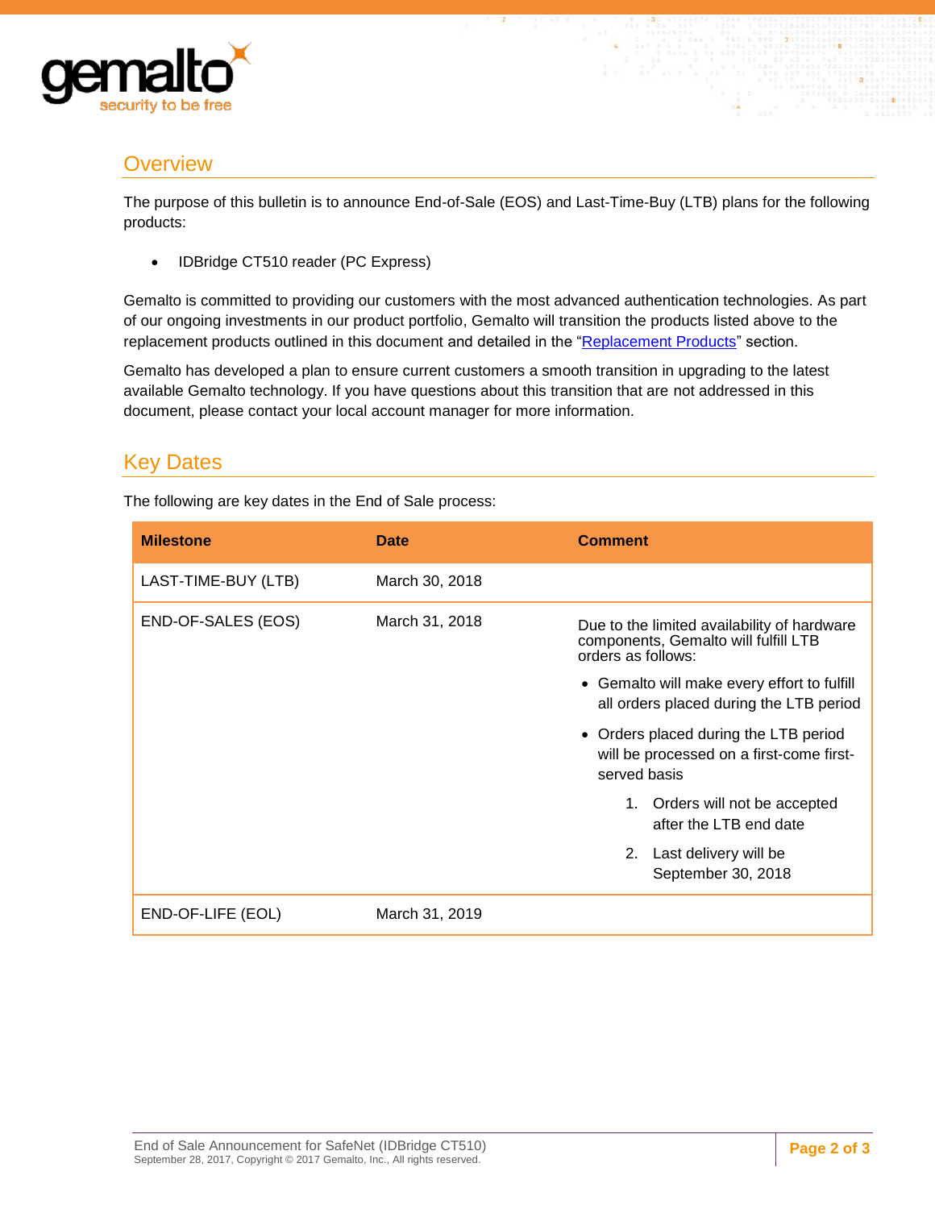## Overview

The purpose of this bulletin is to announce End-of-Sale (EOS) and Last-Time-Buy (LTB) plans for the following products:

- IDBridge CT510 reader (PC Express)

Gemalto is committed to providing our customers with the most advanced authentication technologies. As part of our ongoing investments in our product portfolio, Gemalto will transition the products listed above to the replacement products outlined in this document and detailed in the "Replacement Products" section.

Gemalto has developed a plan to ensure current customers a smooth transition in upgrading to the latest available Gemalto technology. If you have questions about this transition that are not addressed in this document, please contact your local account manager for more information.

## Key Dates

The following are key dates in the End of Sale process:

| Milestone | Date | Comment |
|---|---|---|
| LAST-TIME-BUY (LTB) | March 30, 2018 | |
| END-OF-SALES (EOS) | March 31, 2018 | Due to the limited availability of hardware components, Gemalto will fulfill LTB orders as follows:<br>• Gemalto will make every effort to fulfill all orders placed during the LTB period<br>• Orders placed during the LTB period will be processed on a first-come first-served basis<br>1. Orders will not be accepted after the LTB end date<br>2. Last delivery will be September 30, 2018 |
| END-OF-LIFE (EOL) | March 31, 2019 | |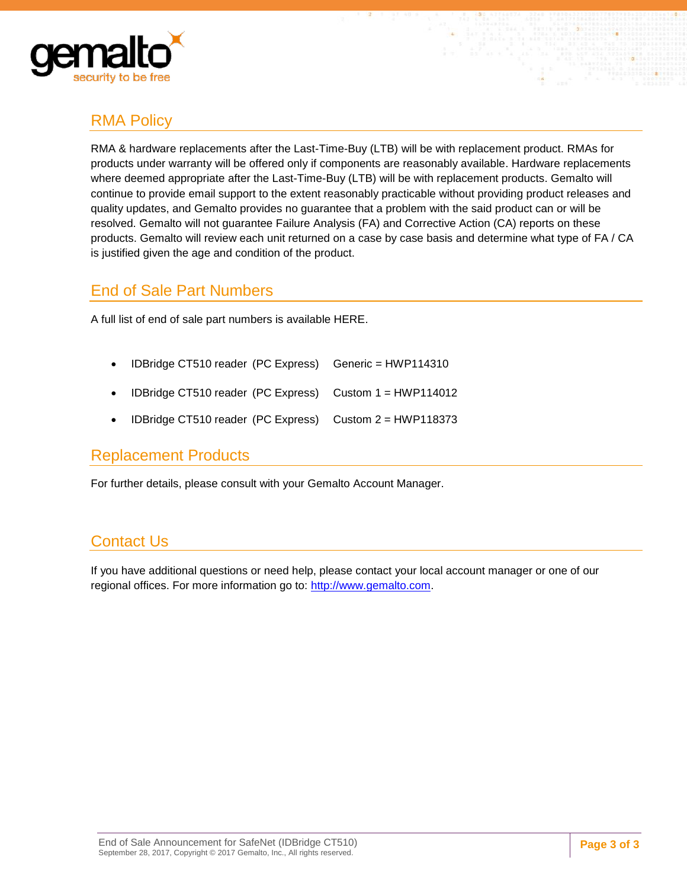## RMA Policy

RMA & hardware replacements after the Last-Time-Buy (LTB) will be with replacement product. RMAs for products under warranty will be offered only if components are reasonably available. Hardware replacements where deemed appropriate after the Last-Time-Buy (LTB) will be with replacement products. Gemalto will continue to provide email support to the extent reasonably practicable without providing product releases and quality updates, and Gemalto provides no guarantee that a problem with the said product can or will be resolved. Gemalto will not guarantee Failure Analysis (FA) and Corrective Action (CA) reports on these products. Gemalto will review each unit returned on a case by case basis and determine what type of FA / CA is justified given the age and condition of the product.

## End of Sale Part Numbers

A full list of end of sale part numbers is available HERE.

- IDBridge CT510 reader (PC Express) Generic = HWP114310
- IDBridge CT510 reader (PC Express) Custom 1 = HWP114012
- IDBridge CT510 reader (PC Express) Custom 2 = HWP118373

## Replacement Products

For further details, please consult with your Gemalto Account Manager.

## Contact Us

If you have additional questions or need help, please contact your local account manager or one of our regional offices. For more information go to: [http://www.gemalto.com](http://www.gemalto.com).